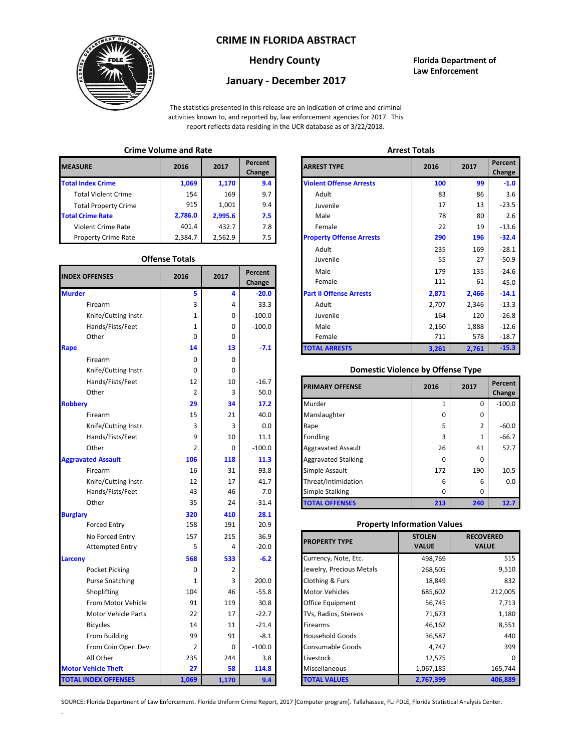# CRIME IN FLORIDA ABSTRACT

## Hendry County

## January - December 2017

**Florida Department of Law Enforcement**

The statistics presented in this release are an indication of crime and criminal activities known to, and reported by, law enforcement agencies for 2017. This report reflects data residing in the UCR database as of 3/22/2018.

### Crime Volume and Rate

| MEASURE | 2016 | 2017 | Percent Change |
|---|---|---|---|
| **Total Index Crime** | **1,069** | **1,170** | **9.4** |
| Total Violent Crime | 154 | 169 | 9.7 |
| Total Property Crime | 915 | 1,001 | 9.4 |
| **Total Crime Rate** | **2,786.0** | **2,995.6** | **7.5** |
| Violent Crime Rate | 401.4 | 432.7 | 7.8 |
| Property Crime Rate | 2,384.7 | 2,562.9 | 7.5 |

### Offense Totals

| INDEX OFFENSES | 2016 | 2017 | Percent Change |
|---|---|---|---|
| **Murder** | **5** | **4** | **-20.0** |
| Firearm | 3 | 4 | 33.3 |
| Knife/Cutting Instr. | 1 | 0 | -100.0 |
| Hands/Fists/Feet | 1 | 0 | -100.0 |
| Other | 0 | 0 | |
| **Rape** | **14** | **13** | **-7.1** |
| Firearm | 0 | 0 | |
| Knife/Cutting Instr. | 0 | 0 | |
| Hands/Fists/Feet | 12 | 10 | -16.7 |
| Other | 2 | 3 | 50.0 |
| **Robbery** | **29** | **34** | **17.2** |
| Firearm | 15 | 21 | 40.0 |
| Knife/Cutting Instr. | 3 | 3 | 0.0 |
| Hands/Fists/Feet | 9 | 10 | 11.1 |
| Other | 2 | 0 | -100.0 |
| **Aggravated Assault** | **106** | **118** | **11.3** |
| Firearm | 16 | 31 | 93.8 |
| Knife/Cutting Instr. | 12 | 17 | 41.7 |
| Hands/Fists/Feet | 43 | 46 | 7.0 |
| Other | 35 | 24 | -31.4 |
| **Burglary** | **320** | **410** | **28.1** |
| Forced Entry | 158 | 191 | 20.9 |
| No Forced Entry | 157 | 215 | 36.9 |
| Attempted Entry | 5 | 4 | -20.0 |
| **Larceny** | **568** | **533** | **-6.2** |
| Pocket Picking | 0 | 2 | |
| Purse Snatching | 1 | 3 | 200.0 |
| Shoplifting | 104 | 46 | -55.8 |
| From Motor Vehicle | 91 | 119 | 30.8 |
| Motor Vehicle Parts | 22 | 17 | -22.7 |
| Bicycles | 14 | 11 | -21.4 |
| From Building | 99 | 91 | -8.1 |
| From Coin Oper. Dev. | 2 | 0 | -100.0 |
| All Other | 235 | 244 | 3.8 |
| **Motor Vehicle Theft** | **27** | **58** | **114.8** |
| **TOTAL INDEX OFFENSES** | **1,069** | **1,170** | **9.4** |

### Arrest Totals

| ARREST TYPE | 2016 | 2017 | Percent Change |
|---|---|---|---|
| **Violent Offense Arrests** | **100** | **99** | **-1.0** |
| Adult | 83 | 86 | 3.6 |
| Juvenile | 17 | 13 | -23.5 |
| Male | 78 | 80 | 2.6 |
| Female | 22 | 19 | -13.6 |
| **Property Offense Arrests** | **290** | **196** | **-32.4** |
| Adult | 235 | 169 | -28.1 |
| Juvenile | 55 | 27 | -50.9 |
| Male | 179 | 135 | -24.6 |
| Female | 111 | 61 | -45.0 |
| **Part II Offense Arrests** | **2,871** | **2,466** | **-14.1** |
| Adult | 2,707 | 2,346 | -13.3 |
| Juvenile | 164 | 120 | -26.8 |
| Male | 2,160 | 1,888 | -12.6 |
| Female | 711 | 578 | -18.7 |
| **TOTAL ARRESTS** | **3,261** | **2,761** | **-15.3** |

### Domestic Violence by Offense Type

| PRIMARY OFFENSE | 2016 | 2017 | Percent Change |
|---|---|---|---|
| Murder | 1 | 0 | -100.0 |
| Manslaughter | 0 | 0 | |
| Rape | 5 | 2 | -60.0 |
| Fondling | 3 | 1 | -66.7 |
| Aggravated Assault | 26 | 41 | 57.7 |
| Aggravated Stalking | 0 | 0 | |
| Simple Assault | 172 | 190 | 10.5 |
| Threat/Intimidation | 6 | 6 | 0.0 |
| Simple Stalking | 0 | 0 | |
| **TOTAL OFFENSES** | **213** | **240** | **12.7** |

### Property Information Values

| PROPERTY TYPE | STOLEN VALUE | RECOVERED VALUE |
|---|---|---|
| Currency, Note, Etc. | 498,769 | 515 |
| Jewelry, Precious Metals | 268,505 | 9,510 |
| Clothing & Furs | 18,849 | 832 |
| Motor Vehicles | 685,602 | 212,005 |
| Office Equipment | 56,745 | 7,713 |
| TVs, Radios, Stereos | 71,673 | 1,180 |
| Firearms | 46,162 | 8,551 |
| Household Goods | 36,587 | 440 |
| Consumable Goods | 4,747 | 399 |
| Livestock | 12,575 | 0 |
| Miscellaneous | 1,067,185 | 165,744 |
| **TOTAL VALUES** | **2,767,399** | **406,889** |

SOURCE: Florida Department of Law Enforcement. Florida Uniform Crime Report, 2017 [Computer program]. Tallahassee, FL: FDLE, Florida Statistical Analysis Center.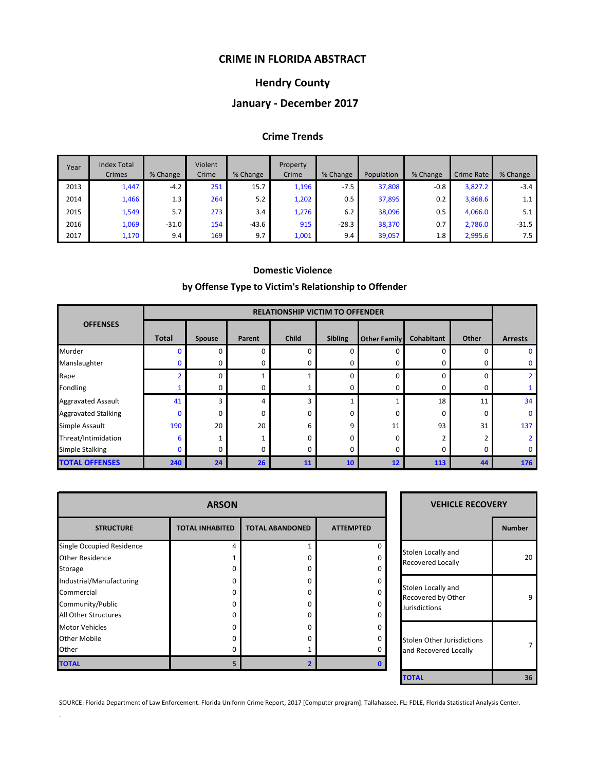# CRIME IN FLORIDA ABSTRACT

## Hendry County

## January - December 2017

### Crime Trends

| Year | Index Total Crimes | % Change | Violent Crime | % Change | Property Crime | % Change | Population | % Change | Crime Rate | % Change |
|---|---|---|---|---|---|---|---|---|---|---|
| 2013 | 1,447 | -4.2 | 251 | 15.7 | 1,196 | -7.5 | 37,808 | -0.8 | 3,827.2 | -3.4 |
| 2014 | 1,466 | 1.3 | 264 | 5.2 | 1,202 | 0.5 | 37,895 | 0.2 | 3,868.6 | 1.1 |
| 2015 | 1,549 | 5.7 | 273 | 3.4 | 1,276 | 6.2 | 38,096 | 0.5 | 4,066.0 | 5.1 |
| 2016 | 1,069 | -31.0 | 154 | -43.6 | 915 | -28.3 | 38,370 | 0.7 | 2,786.0 | -31.5 |
| 2017 | 1,170 | 9.4 | 169 | 9.7 | 1,001 | 9.4 | 39,057 | 1.8 | 2,995.6 | 7.5 |

### Domestic Violence

### by Offense Type to Victim's Relationship to Offender

| OFFENSES | RELATIONSHIP VICTIM TO OFFENDER | | | | | | | | |
|---|---|---|---|---|---|---|---|---|---|
| | Total | Spouse | Parent | Child | Sibling | Other Family | Cohabitant | Other | Arrests |
| Murder | 0 | 0 | 0 | 0 | 0 | 0 | 0 | 0 | 0 |
| Manslaughter | 0 | 0 | 0 | 0 | 0 | 0 | 0 | 0 | 0 |
| Rape | 2 | 0 | 1 | 1 | 0 | 0 | 0 | 0 | 2 |
| Fondling | 1 | 0 | 0 | 1 | 0 | 0 | 0 | 0 | 1 |
| Aggravated Assault | 41 | 3 | 4 | 3 | 1 | 1 | 18 | 11 | 34 |
| Aggravated Stalking | 0 | 0 | 0 | 0 | 0 | 0 | 0 | 0 | 0 |
| Simple Assault | 190 | 20 | 20 | 6 | 9 | 11 | 93 | 31 | 137 |
| Threat/Intimidation | 6 | 1 | 1 | 0 | 0 | 0 | 2 | 2 | 2 |
| Simple Stalking | 0 | 0 | 0 | 0 | 0 | 0 | 0 | 0 | 0 |
| **TOTAL OFFENSES** | **240** | **24** | **26** | **11** | **10** | **12** | **113** | **44** | **176** |

### ARSON

| STRUCTURE | TOTAL INHABITED | TOTAL ABANDONED | ATTEMPTED |
|---|---|---|---|
| Single Occupied Residence | 4 | 1 | 0 |
| Other Residence | 1 | 0 | 0 |
| Storage | 0 | 0 | 0 |
| Industrial/Manufacturing | 0 | 0 | 0 |
| Commercial | 0 | 0 | 0 |
| Community/Public | 0 | 0 | 0 |
| All Other Structures | 0 | 0 | 0 |
| Motor Vehicles | 0 | 0 | 0 |
| Other Mobile | 0 | 0 | 0 |
| Other | 0 | 1 | 0 |
| **TOTAL** | **5** | **2** | **0** |

### VEHICLE RECOVERY

| | Number |
|---|---|
| Stolen Locally and Recovered Locally | 20 |
| Stolen Locally and Recovered by Other Jurisdictions | 9 |
| Stolen Other Jurisdictions and Recovered Locally | 7 |
| **TOTAL** | **36** |

SOURCE: Florida Department of Law Enforcement. Florida Uniform Crime Report, 2017 [Computer program]. Tallahassee, FL: FDLE, Florida Statistical Analysis Center.